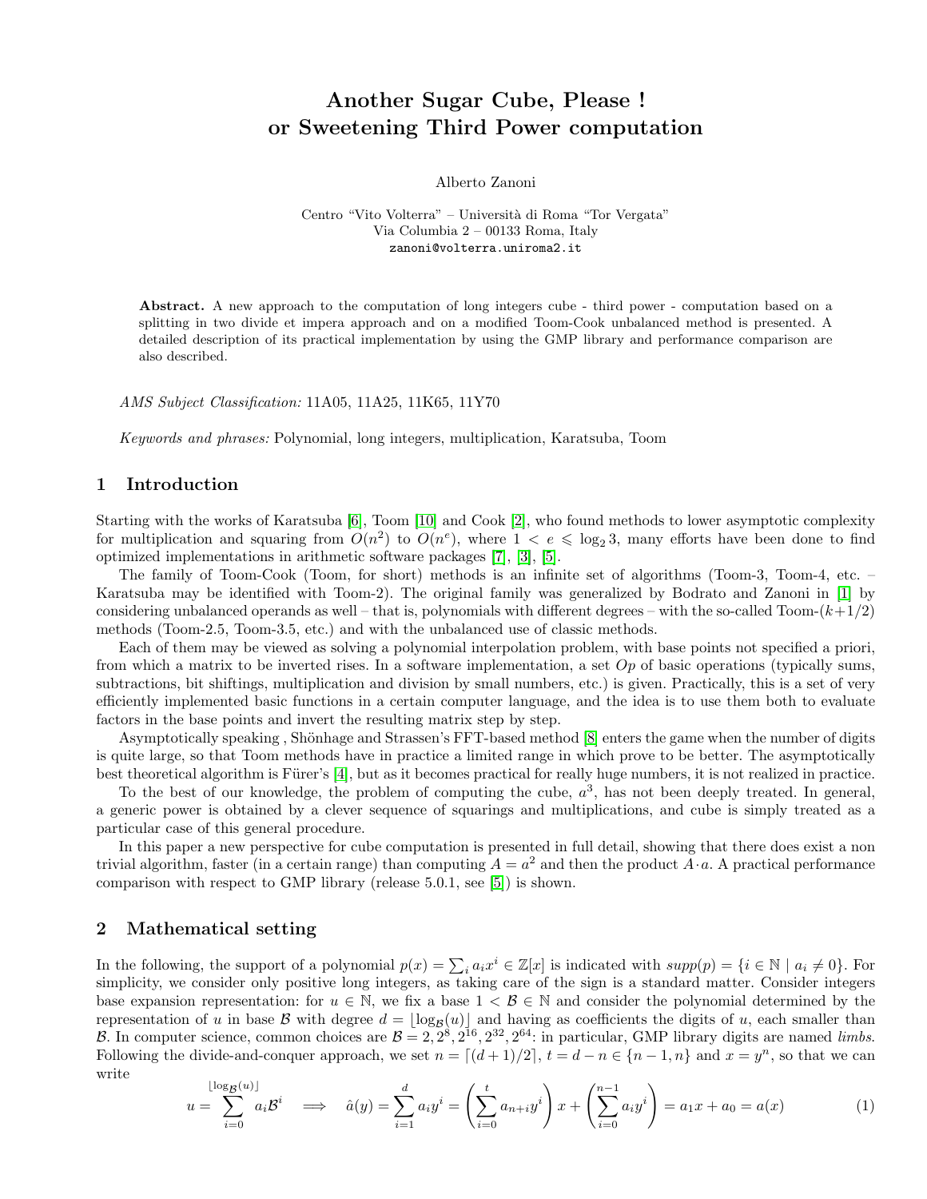# Another Sugar Cube, Please ! or Sweetening Third Power computation

Alberto Zanoni

Centro “Vito Volterra” – Università di Roma “Tor Vergata”
Via Columbia 2 – 00133 Roma, Italy
zanoni@volterra.uniroma2.it

**Abstract.** A new approach to the computation of long integers cube - third power - computation based on a splitting in two divide et impera approach and on a modified Toom-Cook unbalanced method is presented. A detailed description of its practical implementation by using the GMP library and performance comparison are also described.

*AMS Subject Classification:* 11A05, 11A25, 11K65, 11Y70

*Keywords and phrases:* Polynomial, long integers, multiplication, Karatsuba, Toom

## 1 Introduction

Starting with the works of Karatsuba [6], Toom [10] and Cook [2], who found methods to lower asymptotic complexity for multiplication and squaring from $O(n^2)$ to $O(n^e)$, where $1 < e \leqslant \log_2 3$, many efforts have been done to find optimized implementations in arithmetic software packages [7], [3], [5].

The family of Toom-Cook (Toom, for short) methods is an infinite set of algorithms (Toom-3, Toom-4, etc. – Karatsuba may be identified with Toom-2). The original family was generalized by Bodrato and Zanoni in [1] by considering unbalanced operands as well – that is, polynomials with different degrees – with the so-called Toom-$(k+1/2)$ methods (Toom-2.5, Toom-3.5, etc.) and with the unbalanced use of classic methods.

Each of them may be viewed as solving a polynomial interpolation problem, with base points not specified a priori, from which a matrix to be inverted rises. In a software implementation, a set $Op$ of basic operations (typically sums, subtractions, bit shiftings, multiplication and division by small numbers, etc.) is given. Practically, this is a set of very efficiently implemented basic functions in a certain computer language, and the idea is to use them both to evaluate factors in the base points and invert the resulting matrix step by step.

Asymptotically speaking , Shönhage and Strassen's FFT-based method [8] enters the game when the number of digits is quite large, so that Toom methods have in practice a limited range in which prove to be better. The asymptotically best theoretical algorithm is Fürer's [4], but as it becomes practical for really huge numbers, it is not realized in practice.

To the best of our knowledge, the problem of computing the cube, $a^3$, has not been deeply treated. In general, a generic power is obtained by a clever sequence of squarings and multiplications, and cube is simply treated as a particular case of this general procedure.

In this paper a new perspective for cube computation is presented in full detail, showing that there does exist a non trivial algorithm, faster (in a certain range) than computing $A = a^2$ and then the product $A \cdot a$. A practical performance comparison with respect to GMP library (release 5.0.1, see [5]) is shown.

## 2 Mathematical setting

In the following, the support of a polynomial $p(x) = \sum_i a_i x^i \in \mathbb{Z}[x]$ is indicated with $supp(p) = \{i \in \mathbb{N} \mid a_i \neq 0\}$. For simplicity, we consider only positive long integers, as taking care of the sign is a standard matter. Consider integers base expansion representation: for $u \in \mathbb{N}$, we fix a base $1 < \mathcal{B} \in \mathbb{N}$ and consider the polynomial determined by the representation of $u$ in base $\mathcal{B}$ with degree $d = \lfloor \log_{\mathcal{B}}(u) \rfloor$ and having as coefficients the digits of $u$, each smaller than $\mathcal{B}$. In computer science, common choices are $\mathcal{B} = 2, 2^8, 2^{16}, 2^{32}, 2^{64}$: in particular, GMP library digits are named *limbs*. Following the divide-and-conquer approach, we set $n = \lceil (d+1)/2 \rceil$, $t = d - n \in \{n-1, n\}$ and $x = y^n$, so that we can write

$$u = \sum_{i=0}^{\lfloor \log_{\mathcal{B}}(u) \rfloor} a_i \mathcal{B}^i \quad \Longrightarrow \quad \hat{a}(y) = \sum_{i=1}^{d} a_i y^i = \left( \sum_{i=0}^{t} a_{n+i} y^i \right) x + \left( \sum_{i=0}^{n-1} a_i y^i \right) = a_1 x + a_0 = a(x) \tag{1}$$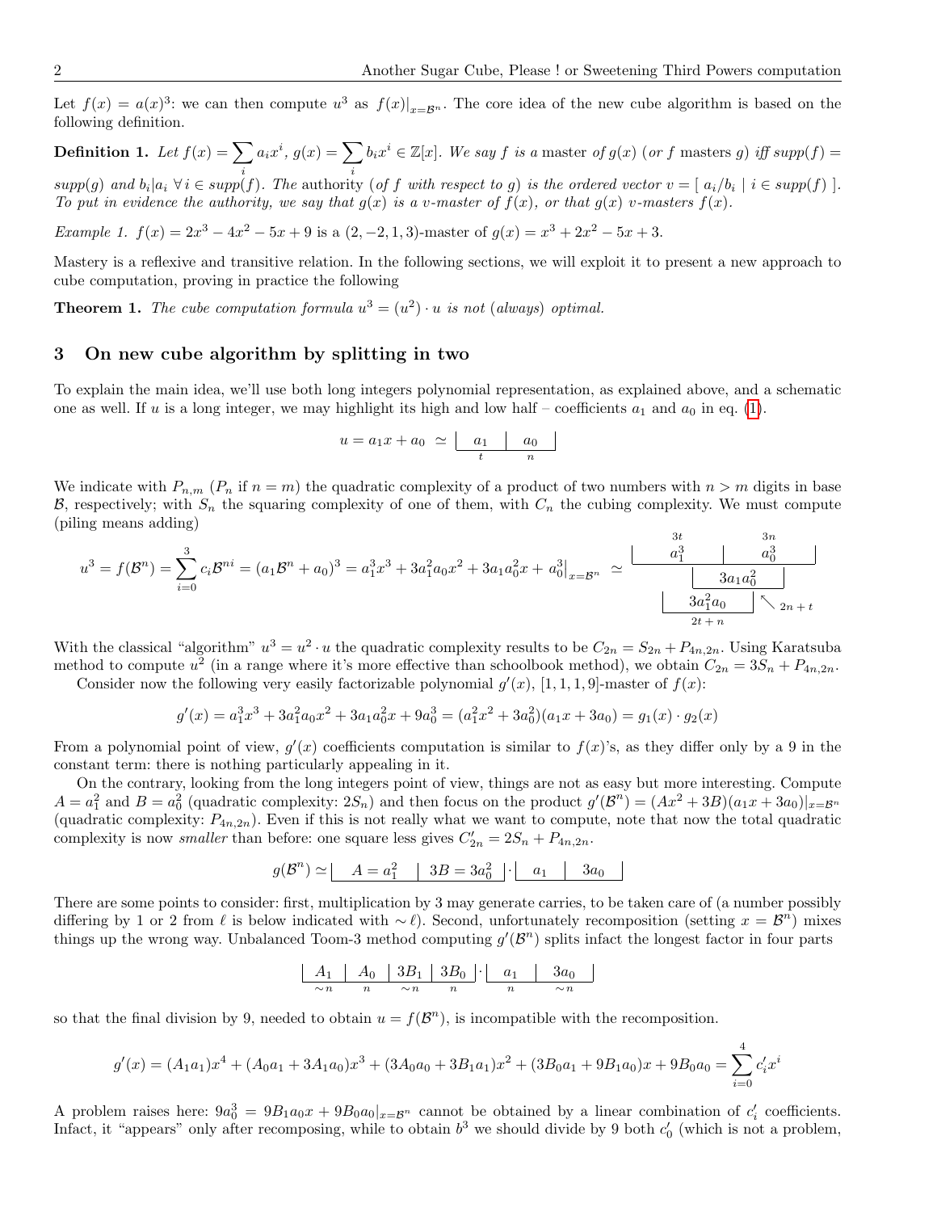Let $f(x) = a(x)^3$: we can then compute $u^3$ as $f(x)|_{x=\mathcal{B}^n}$. The core idea of the new cube algorithm is based on the following definition.

**Definition 1.** *Let $f(x) = \sum_i a_i x^i$, $g(x) = \sum_i b_i x^i \in \mathbb{Z}[x]$. We say $f$ is a* master *of $g(x)$ (or $f$ masters $g$) iff $supp(f) = supp(g)$ and $b_i | a_i \ \forall\, i \in supp(f)$. The* authority *(of $f$ with respect to $g$) is the ordered vector $v = [\ a_i/b_i \mid i \in supp(f)\ ]$. To put in evidence the authority, we say that $g(x)$ is a $v$-master of $f(x)$, or that $g(x)$ $v$-masters $f(x)$.*

*Example 1.* $f(x) = 2x^3 - 4x^2 - 5x + 9$ is a $(2, -2, 1, 3)$-master of $g(x) = x^3 + 2x^2 - 5x + 3$.

Mastery is a reflexive and transitive relation. In the following sections, we will exploit it to present a new approach to cube computation, proving in practice the following

**Theorem 1.** *The cube computation formula $u^3 = (u^2) \cdot u$ is not (always) optimal.*

## 3 On new cube algorithm by splitting in two

To explain the main idea, we'll use both long integers polynomial representation, as explained above, and a schematic one as well. If $u$ is a long integer, we may highlight its high and low half – coefficients $a_1$ and $a_0$ in eq. (1).

$$u = a_1 x + a_0 \ \simeq\ \underbrace{\boxed{a_1}}_{t}\underbrace{\boxed{a_0}}_{n}$$

We indicate with $P_{n,m}$ ($P_n$ if $n = m$) the quadratic complexity of a product of two numbers with $n > m$ digits in base $\mathcal{B}$, respectively; with $S_n$ the squaring complexity of one of them, with $C_n$ the cubing complexity. We must compute (piling means adding)

$$u^3 = f(\mathcal{B}^n) = \sum_{i=0}^{3} c_i \mathcal{B}^{ni} = (a_1 \mathcal{B}^n + a_0)^3 = a_1^3 x^3 + 3a_1^2 a_0 x^2 + 3a_1 a_0^2 x + a_0^3\Big|_{x=\mathcal{B}^n} \ \simeq\ \begin{array}{c} \overset{3t}{\boxed{a_1^3}}\overset{3n}{\boxed{a_0^3}} \\ \boxed{3a_1 a_0^2} \\ \underset{2t+n}{\boxed{3a_1^2 a_0}} \nwarrow {\scriptstyle 2n+t} \end{array}$$

With the classical "algorithm" $u^3 = u^2 \cdot u$ the quadratic complexity results to be $C_{2n} = S_{2n} + P_{4n,2n}$. Using Karatsuba method to compute $u^2$ (in a range where it's more effective than schoolbook method), we obtain $C_{2n} = 3S_n + P_{4n,2n}$.

Consider now the following very easily factorizable polynomial $g'(x)$, $[1, 1, 1, 9]$-master of $f(x)$:

$$g'(x) = a_1^3 x^3 + 3a_1^2 a_0 x^2 + 3a_1 a_0^2 x + 9a_0^3 = (a_1^2 x^2 + 3a_0^2)(a_1 x + 3a_0) = g_1(x) \cdot g_2(x)$$

From a polynomial point of view, $g'(x)$ coefficients computation is similar to $f(x)$'s, as they differ only by a 9 in the constant term: there is nothing particularly appealing in it.

On the contrary, looking from the long integers point of view, things are not as easy but more interesting. Compute $A = a_1^2$ and $B = a_0^2$ (quadratic complexity: $2S_n$) and then focus on the product $g'(\mathcal{B}^n) = (Ax^2 + 3B)(a_1 x + 3a_0)|_{x=\mathcal{B}^n}$ (quadratic complexity: $P_{4n,2n}$). Even if this is not really what we want to compute, note that now the total quadratic complexity is now *smaller* than before: one square less gives $C'_{2n} = 2S_n + P_{4n,2n}$.

$$g(\mathcal{B}^n) \simeq \boxed{A = a_1^2}\boxed{3B = 3a_0^2} \cdot \boxed{a_1}\boxed{3a_0}$$

There are some points to consider: first, multiplication by 3 may generate carries, to be taken care of (a number possibly differing by 1 or 2 from $\ell$ is below indicated with $\sim \ell$). Second, unfortunately recomposition (setting $x = \mathcal{B}^n$) mixes things up the wrong way. Unbalanced Toom-3 method computing $g'(\mathcal{B}^n)$ splits infact the longest factor in four parts

$$\underbrace{\boxed{A_1}}_{\sim n}\underbrace{\boxed{A_0}}_{n}\underbrace{\boxed{3B_1}}_{\sim n}\underbrace{\boxed{3B_0}}_{n} \cdot \underbrace{\boxed{a_1}}_{n}\underbrace{\boxed{3a_0}}_{\sim n}$$

so that the final division by 9, needed to obtain $u = f(\mathcal{B}^n)$, is incompatible with the recomposition.

$$g'(x) = (A_1 a_1)x^4 + (A_0 a_1 + 3A_1 a_0)x^3 + (3A_0 a_0 + 3B_1 a_1)x^2 + (3B_0 a_1 + 9B_1 a_0)x + 9B_0 a_0 = \sum_{i=0}^{4} c'_i x^i$$

A problem raises here: $9a_0^3 = 9B_1 a_0 x + 9B_0 a_0|_{x=\mathcal{B}^n}$ cannot be obtained by a linear combination of $c'_i$ coefficients. Infact, it "appears" only after recomposing, while to obtain $b^3$ we should divide by 9 both $c'_0$ (which is not a problem,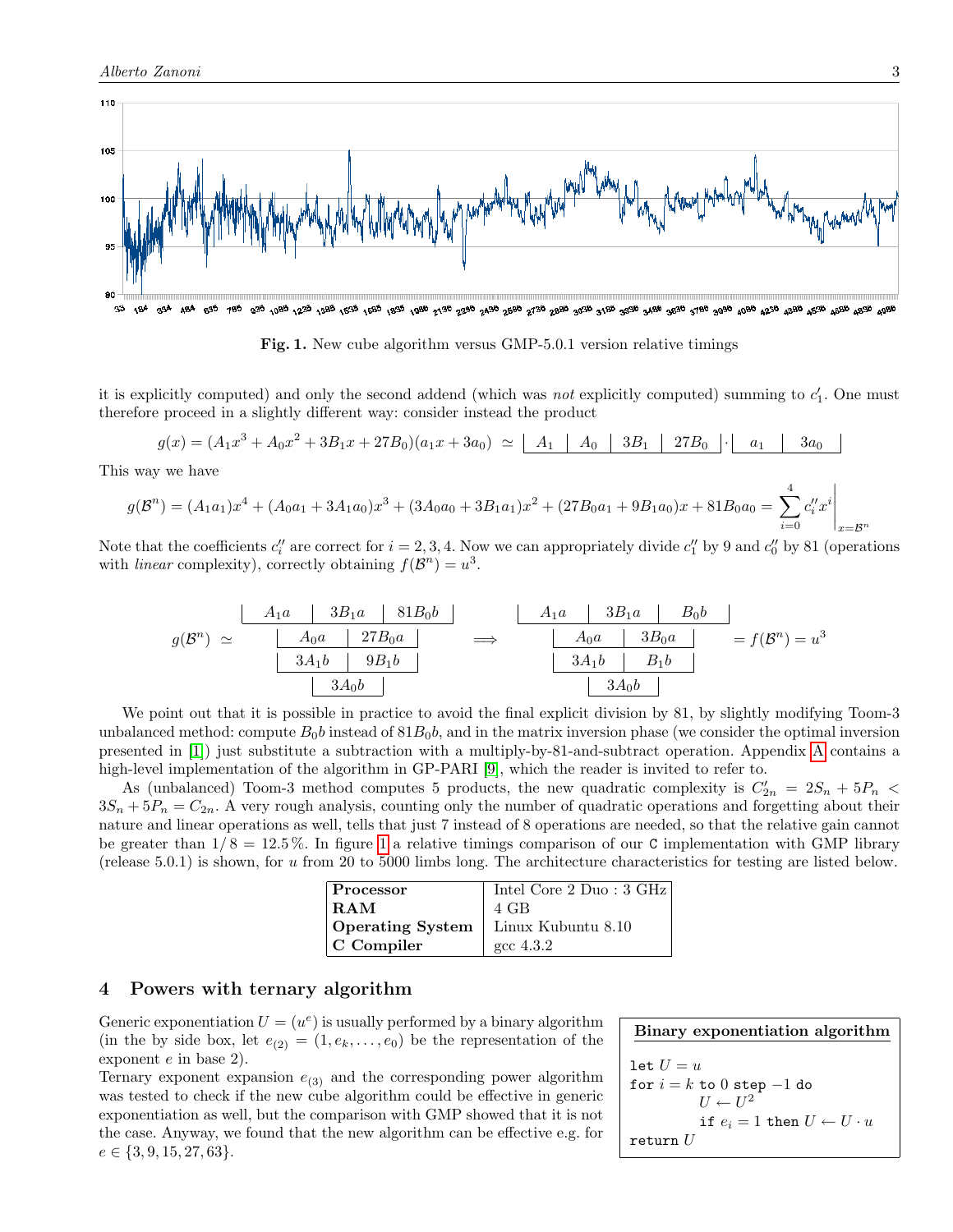**Fig. 1.** New cube algorithm versus GMP-5.0.1 version relative timings

it is explicitly computed) and only the second addend (which was *not* explicitly computed) summing to $c'_1$. One must therefore proceed in a slightly different way: consider instead the product

$$g(x) = (A_1x^3 + A_0x^2 + 3B_1x + 27B_0)(a_1x + 3a_0) \simeq \boxed{A_1 \mid A_0 \mid 3B_1 \mid 27B_0} \cdot \boxed{a_1 \mid 3a_0}$$

This way we have

$$g(\mathcal{B}^n) = (A_1a_1)x^4 + (A_0a_1 + 3A_1a_0)x^3 + (3A_0a_0 + 3B_1a_1)x^2 + (27B_0a_1 + 9B_1a_0)x + 81B_0a_0 = \sum_{i=0}^{4} c''_i x^i \Big|_{x=\mathcal{B}^n}$$

Note that the coefficients $c''_i$ are correct for $i = 2, 3, 4$. Now we can appropriately divide $c''_1$ by 9 and $c''_0$ by 81 (operations with *linear* complexity), correctly obtaining $f(\mathcal{B}^n) = u^3$.

$$g(\mathcal{B}^n) \simeq \begin{array}{cccc} A_1a & 3B_1a & 81B_0b & \\ & A_0a & 27B_0a & \\ & 3A_1b & 9B_1b & \\ & & 3A_0b & \end{array} \implies \begin{array}{cccc} A_1a & 3B_1a & B_0b & \\ & A_0a & 3B_0a & \\ & 3A_1b & B_1b & \\ & & 3A_0b & \end{array} = f(\mathcal{B}^n) = u^3$$

We point out that it is possible in practice to avoid the final explicit division by 81, by slightly modifying Toom-3 unbalanced method: compute $B_0b$ instead of $81B_0b$, and in the matrix inversion phase (we consider the optimal inversion presented in [1]) just substitute a subtraction with a multiply-by-81-and-subtract operation. Appendix A contains a high-level implementation of the algorithm in GP-PARI [9], which the reader is invited to refer to.

As (unbalanced) Toom-3 method computes 5 products, the new quadratic complexity is $C'_{2n} = 2S_n + 5P_n < 3S_n + 5P_n = C_{2n}$. A very rough analysis, counting only the number of quadratic operations and forgetting about their nature and linear operations as well, tells that just 7 instead of 8 operations are needed, so that the relative gain cannot be greater than $1/8 = 12.5\%$. In figure 1 a relative timings comparison of our `C` implementation with GMP library (release 5.0.1) is shown, for $u$ from 20 to 5000 limbs long. The architecture characteristics for testing are listed below.

| | |
|---|---|
| **Processor** | Intel Core 2 Duo : 3 GHz |
| **RAM** | 4 GB |
| **Operating System** | Linux Kubuntu 8.10 |
| **C Compiler** | gcc 4.3.2 |

## 4 Powers with ternary algorithm

Generic exponentiation $U = (u^e)$ is usually performed by a binary algorithm (in the by side box, let $e_{(2)} = (1, e_k, \ldots, e_0)$ be the representation of the exponent $e$ in base 2).

Ternary exponent expansion $e_{(3)}$ and the corresponding power algorithm was tested to check if the new cube algorithm could be effective in generic exponentiation as well, but the comparison with GMP showed that it is not the case. Anyway, we found that the new algorithm can be effective e.g. for $e \in \{3, 9, 15, 27, 63\}$.

**Binary exponentiation algorithm**

```
let U = u
for i = k to 0 step −1 do
        U ← U^2
        if e_i = 1 then U ← U · u
return U
```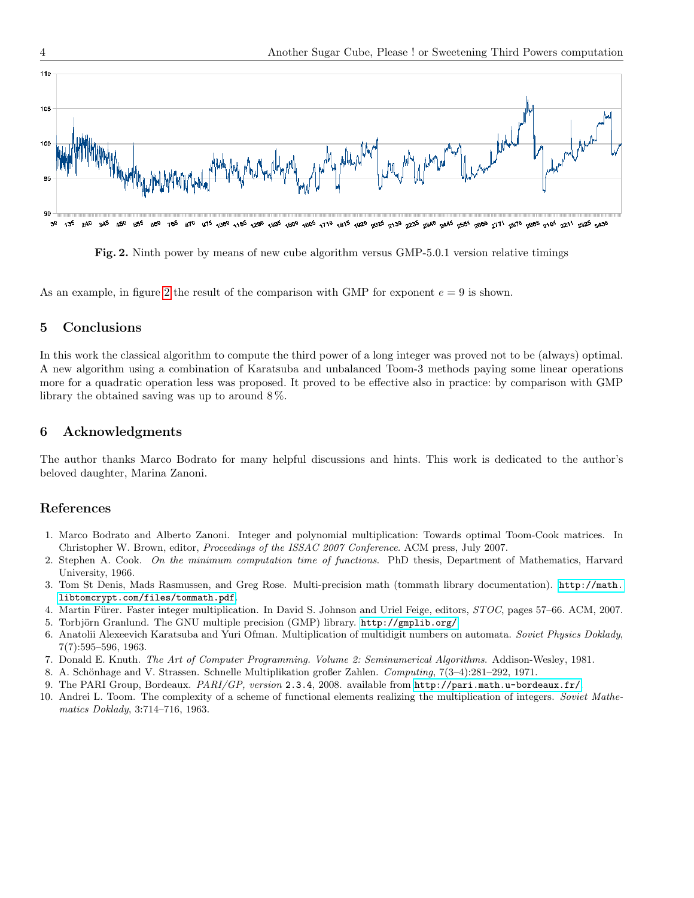**Fig. 2.** Ninth power by means of new cube algorithm versus GMP-5.0.1 version relative timings

As an example, in figure 2 the result of the comparison with GMP for exponent $e = 9$ is shown.

## 5 Conclusions

In this work the classical algorithm to compute the third power of a long integer was proved not to be (always) optimal. A new algorithm using a combination of Karatsuba and unbalanced Toom-3 methods paying some linear operations more for a quadratic operation less was proposed. It proved to be effective also in practice: by comparison with GMP library the obtained saving was up to around 8 %.

## 6 Acknowledgments

The author thanks Marco Bodrato for many helpful discussions and hints. This work is dedicated to the author's beloved daughter, Marina Zanoni.

## References

1. Marco Bodrato and Alberto Zanoni. Integer and polynomial multiplication: Towards optimal Toom-Cook matrices. In Christopher W. Brown, editor, *Proceedings of the ISSAC 2007 Conference*. ACM press, July 2007.
2. Stephen A. Cook. *On the minimum computation time of functions*. PhD thesis, Department of Mathematics, Harvard University, 1966.
3. Tom St Denis, Mads Rasmussen, and Greg Rose. Multi-precision math (tommath library documentation). `http://math.libtomcrypt.com/files/tommath.pdf`.
4. Martin Fürer. Faster integer multiplication. In David S. Johnson and Uriel Feige, editors, *STOC*, pages 57–66. ACM, 2007.
5. Torbjörn Granlund. The GNU multiple precision (GMP) library. `http://gmplib.org/`.
6. Anatolii Alexeevich Karatsuba and Yuri Ofman. Multiplication of multidigit numbers on automata. *Soviet Physics Doklady*, 7(7):595–596, 1963.
7. Donald E. Knuth. *The Art of Computer Programming. Volume 2: Seminumerical Algorithms*. Addison-Wesley, 1981.
8. A. Schönhage and V. Strassen. Schnelle Multiplikation großer Zahlen. *Computing*, 7(3–4):281–292, 1971.
9. The PARI Group, Bordeaux. *PARI/GP, version* `2.3.4`, 2008. available from `http://pari.math.u-bordeaux.fr/`.
10. Andrei L. Toom. The complexity of a scheme of functional elements realizing the multiplication of integers. *Soviet Mathematics Doklady*, 3:714–716, 1963.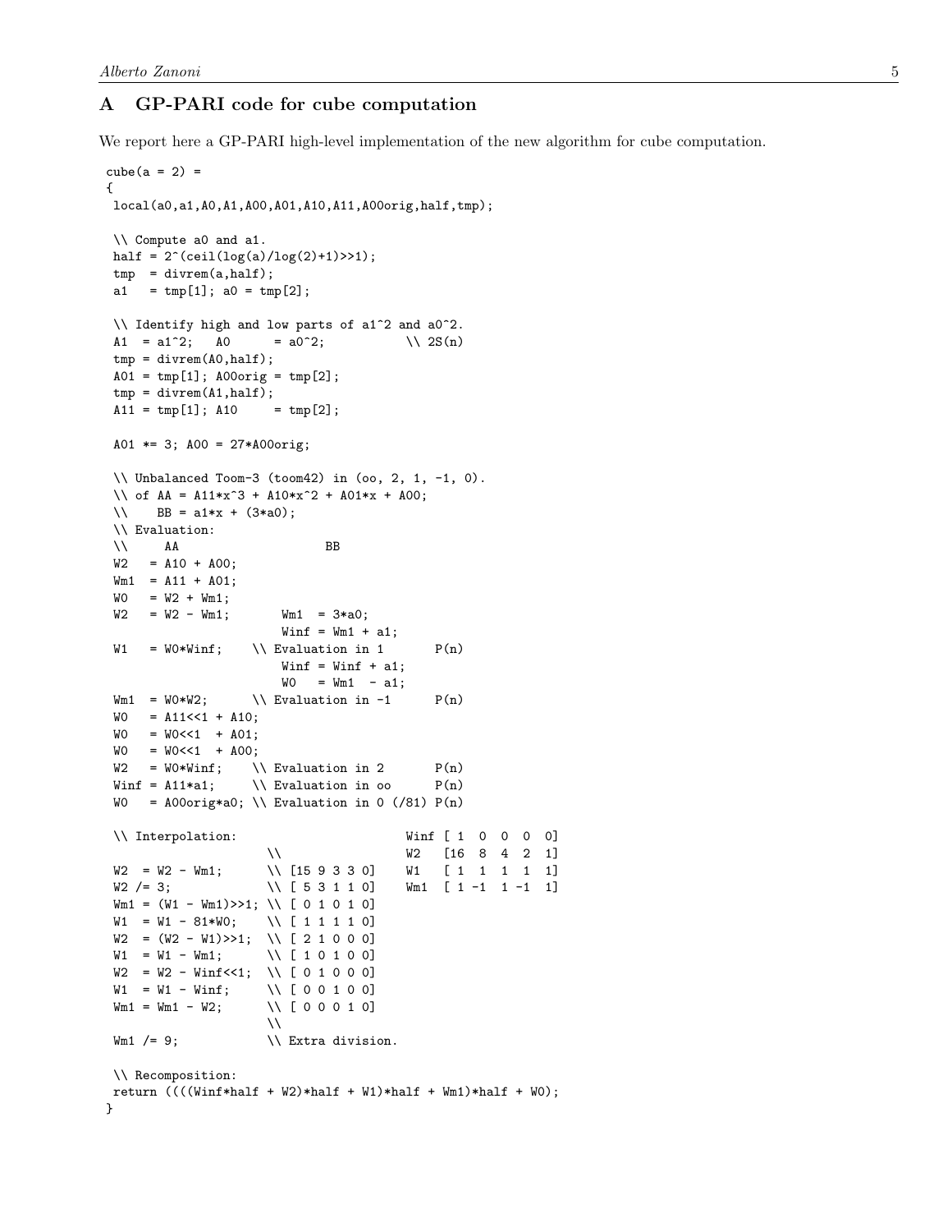## A GP-PARI code for cube computation

We report here a GP-PARI high-level implementation of the new algorithm for cube computation.

```
cube(a = 2) =
{
 local(a0,a1,A0,A1,A00,A01,A10,A11,A00orig,half,tmp);

 \\ Compute a0 and a1.
 half = 2^(ceil(log(a)/log(2)+1)>>1);
 tmp  = divrem(a,half);
 a1   = tmp[1]; a0 = tmp[2];

 \\ Identify high and low parts of a1^2 and a0^2.
 A1  = a1^2;   A0      = a0^2;           \\ 2S(n)
 tmp = divrem(A0,half);
 A01 = tmp[1]; A00orig = tmp[2];
 tmp = divrem(A1,half);
 A11 = tmp[1]; A10     = tmp[2];

 A01 *= 3; A00 = 27*A00orig;

 \\ Unbalanced Toom-3 (toom42) in (oo, 2, 1, -1, 0).
 \\ of AA = A11*x^3 + A10*x^2 + A01*x + A00;
 \\    BB = a1*x + (3*a0);
 \\ Evaluation:
 \\     AA                    BB
 W2   = A10 + A00;
 Wm1  = A11 + A01;
 W0   = W2 + Wm1;
 W2   = W2 - Wm1;       Wm1  = 3*a0;
                        Winf = Wm1 + a1;
 W1   = W0*Winf;    \\ Evaluation in 1       P(n)
                        Winf = Winf + a1;
                        W0   = Wm1  - a1;
 Wm1  = W0*W2;      \\ Evaluation in -1      P(n)
 W0   = A11<<1 + A10;
 W0   = W0<<1  + A01;
 W0   = W0<<1  + A00;
 W2   = W0*Winf;    \\ Evaluation in 2       P(n)
 Winf = A11*a1;     \\ Evaluation in oo      P(n)
 W0   = A00orig*a0; \\ Evaluation in 0 (/81) P(n)

 \\ Interpolation:                        Winf [ 1  0  0  0  0]
                      \\                  W2   [16  8  4  2  1]
 W2  = W2 - Wm1;      \\ [15 9 3 3 0]    W1   [ 1  1  1  1  1]
 W2 /= 3;             \\ [ 5 3 1 1 0]    Wm1  [ 1 -1  1 -1  1]
 Wm1 = (W1 - Wm1)>>1; \\ [ 0 1 0 1 0]
 W1  = W1 - 81*W0;    \\ [ 1 1 1 1 0]
 W2  = (W2 - W1)>>1;  \\ [ 2 1 0 0 0]
 W1  = W1 - Wm1;      \\ [ 1 0 1 0 0]
 W2  = W2 - Winf<<1;  \\ [ 0 1 0 0 0]
 W1  = W1 - Winf;     \\ [ 0 0 1 0 0]
 Wm1 = Wm1 - W2;      \\ [ 0 0 0 1 0]
                      \\
 Wm1 /= 9;            \\ Extra division.

 \\ Recomposition:
 return ((((Winf*half + W2)*half + W1)*half + Wm1)*half + W0);
}
```